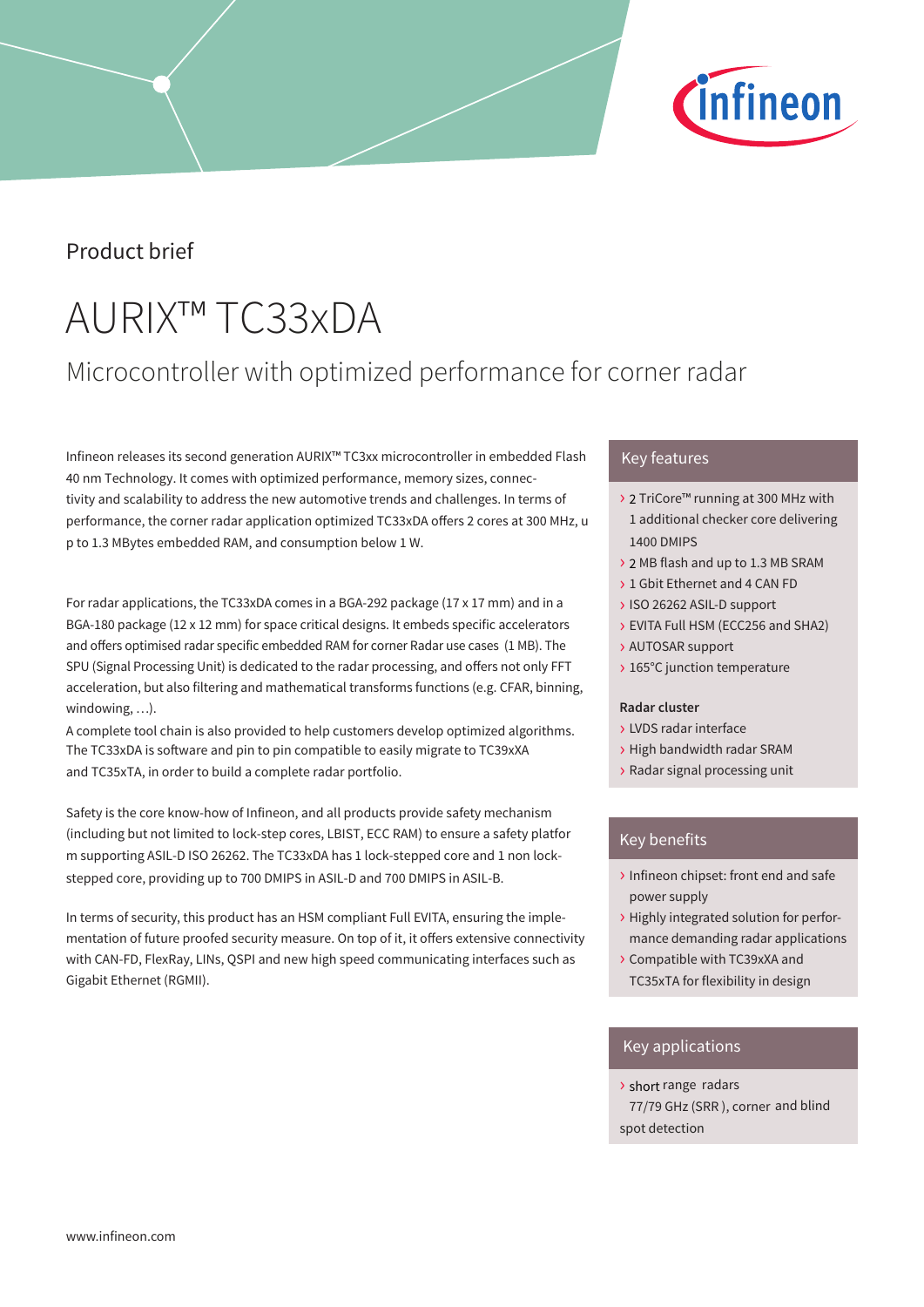Product brief

# AURIX™ TC33xDA

## Microcontroller with optimized performance for corner radar

Infineon releases its second generation AURIX™ TC3xx microcontroller in embedded Flash 40 nm Technology. It comes with optimized performance, memory sizes, connectivity and scalability to address the new automotive trends and challenges. In terms of performance, the corner radar application optimized TC33xDA offers 2 cores at 300 MHz, up to 1.3 MBytes embedded RAM, and consumption below 1 W.

For radar applications, the TC33xDA comes in a BGA-292 package (17 x 17 mm) and in a BGA-180 package (12 x 12 mm) for space critical designs. It embeds specific accelerators and offers optimised radar specific embedded RAM for corner Radar use cases (1 MB). The SPU (Signal Processing Unit) is dedicated to the radar processing, and offers not only FFT acceleration, but also filtering and mathematical transforms functions (e.g. CFAR, binning, windowing, …).
A complete tool chain is also provided to help customers develop optimized algorithms. The TC33xDA is software and pin to pin compatible to easily migrate to TC39xXA and TC35xTA, in order to build a complete radar portfolio.

Safety is the core know-how of Infineon, and all products provide safety mechanism (including but not limited to lock-step cores, LBIST, ECC RAM) to ensure a safety platform supporting ASIL-D ISO 26262. The TC33xDA has 1 lock-stepped core and 1 non lock-stepped core, providing up to 700 DMIPS in ASIL-D and 700 DMIPS in ASIL-B.

In terms of security, this product has an HSM compliant Full EVITA, ensuring the implementation of future proofed security measure. On top of it, it offers extensive connectivity with CAN-FD, FlexRay, LINs, QSPI and new high speed communicating interfaces such as Gigabit Ethernet (RGMII).

### Key features

- 2 TriCore™ running at 300 MHz with 1 additional checker core delivering 1400 DMIPS
- 2 MB flash and up to 1.3 MB SRAM
- 1 Gbit Ethernet and 4 CAN FD
- ISO 26262 ASIL-D support
- EVITA Full HSM (ECC256 and SHA2)
- AUTOSAR support
- 165°C junction temperature

**Radar cluster**

- LVDS radar interface
- High bandwidth radar SRAM
- Radar signal processing unit

### Key benefits

- Infineon chipset: front end and safe power supply
- Highly integrated solution for performance demanding radar applications
- Compatible with TC39xXA and TC35xTA for flexibility in design

### Key applications

- short range radars 77/79 GHz (SRR), corner and blind spot detection

www.infineon.com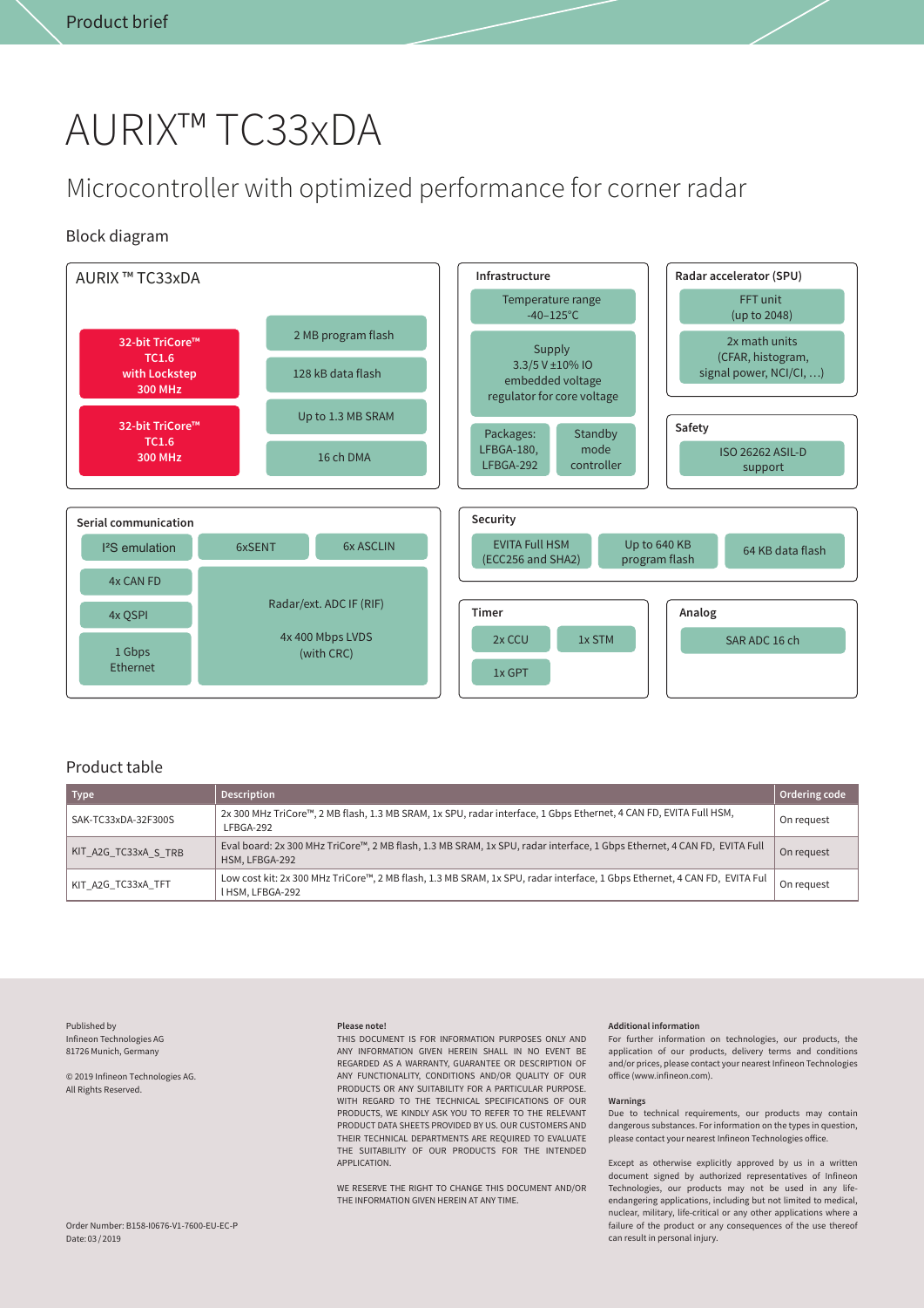# AURIX™ TC33xDA

## Microcontroller with optimized performance for corner radar

### Block diagram

**AURIX ™ TC33xDA**

- 32-bit TriCore™ TC1.6 with Lockstep 300 MHz
- 32-bit TriCore™ TC1.6 300 MHz
- 2 MB program flash
- 128 kB data flash
- Up to 1.3 MB SRAM
- 16 ch DMA

**Infrastructure**

- Temperature range -40–125°C
- Supply 3.3/5 V ±10% IO embedded voltage regulator for core voltage
- Packages: LFBGA-180, LFBGA-292
- Standby mode controller

**Radar accelerator (SPU)**

- FFT unit (up to 2048)
- 2x math units (CFAR, histogram, signal power, NCI/CI, …)

**Safety**

- ISO 26262 ASIL-D support

**Serial communication**

- I²S emulation
- 6xSENT
- 6x ASCLIN
- 4x CAN FD
- 4x QSPI
- 1 Gbps Ethernet
- Radar/ext. ADC IF (RIF) 4x 400 Mbps LVDS (with CRC)

**Security**

- EVITA Full HSM (ECC256 and SHA2)
- Up to 640 KB program flash
- 64 KB data flash

**Timer**

- 2x CCU
- 1x STM
- 1x GPT

**Analog**

- SAR ADC 16 ch

### Product table

| Type | Description | Ordering code |
|---|---|---|
| SAK-TC33xDA-32F300S | 2x 300 MHz TriCore™, 2 MB flash, 1.3 MB SRAM, 1x SPU, radar interface, 1 Gbps Ethernet, 4 CAN FD, EVITA Full HSM, LFBGA-292 | On request |
| KIT_A2G_TC33xA_S_TRB | Eval board: 2x 300 MHz TriCore™, 2 MB flash, 1.3 MB SRAM, 1x SPU, radar interface, 1 Gbps Ethernet, 4 CAN FD, EVITA Full HSM, LFBGA-292 | On request |
| KIT_A2G_TC33xA_TFT | Low cost kit: 2x 300 MHz TriCore™, 2 MB flash, 1.3 MB SRAM, 1x SPU, radar interface, 1 Gbps Ethernet, 4 CAN FD, EVITA Full HSM, LFBGA-292 | On request |

Published by
Infineon Technologies AG
81726 Munich, Germany

© 2019 Infineon Technologies AG.
All Rights Reserved.

Order Number: B158-I0676-V1-7600-EU-EC-P
Date: 03 / 2019

**Please note!**
THIS DOCUMENT IS FOR INFORMATION PURPOSES ONLY AND ANY INFORMATION GIVEN HEREIN SHALL IN NO EVENT BE REGARDED AS A WARRANTY, GUARANTEE OR DESCRIPTION OF ANY FUNCTIONALITY, CONDITIONS AND/OR QUALITY OF OUR PRODUCTS OR ANY SUITABILITY FOR A PARTICULAR PURPOSE. WITH REGARD TO THE TECHNICAL SPECIFICATIONS OF OUR PRODUCTS, WE KINDLY ASK YOU TO REFER TO THE RELEVANT PRODUCT DATA SHEETS PROVIDED BY US. OUR CUSTOMERS AND THEIR TECHNICAL DEPARTMENTS ARE REQUIRED TO EVALUATE THE SUITABILITY OF OUR PRODUCTS FOR THE INTENDED APPLICATION.

WE RESERVE THE RIGHT TO CHANGE THIS DOCUMENT AND/OR THE INFORMATION GIVEN HEREIN AT ANY TIME.

**Additional information**
For further information on technologies, our products, the application of our products, delivery terms and conditions and/or prices, please contact your nearest Infineon Technologies office (www.infineon.com).

**Warnings**
Due to technical requirements, our products may contain dangerous substances. For information on the types in question, please contact your nearest Infineon Technologies office.

Except as otherwise explicitly approved by us in a written document signed by authorized representatives of Infineon Technologies, our products may not be used in any life-endangering applications, including but not limited to medical, nuclear, military, life-critical or any other applications where a failure of the product or any consequences of the use thereof can result in personal injury.